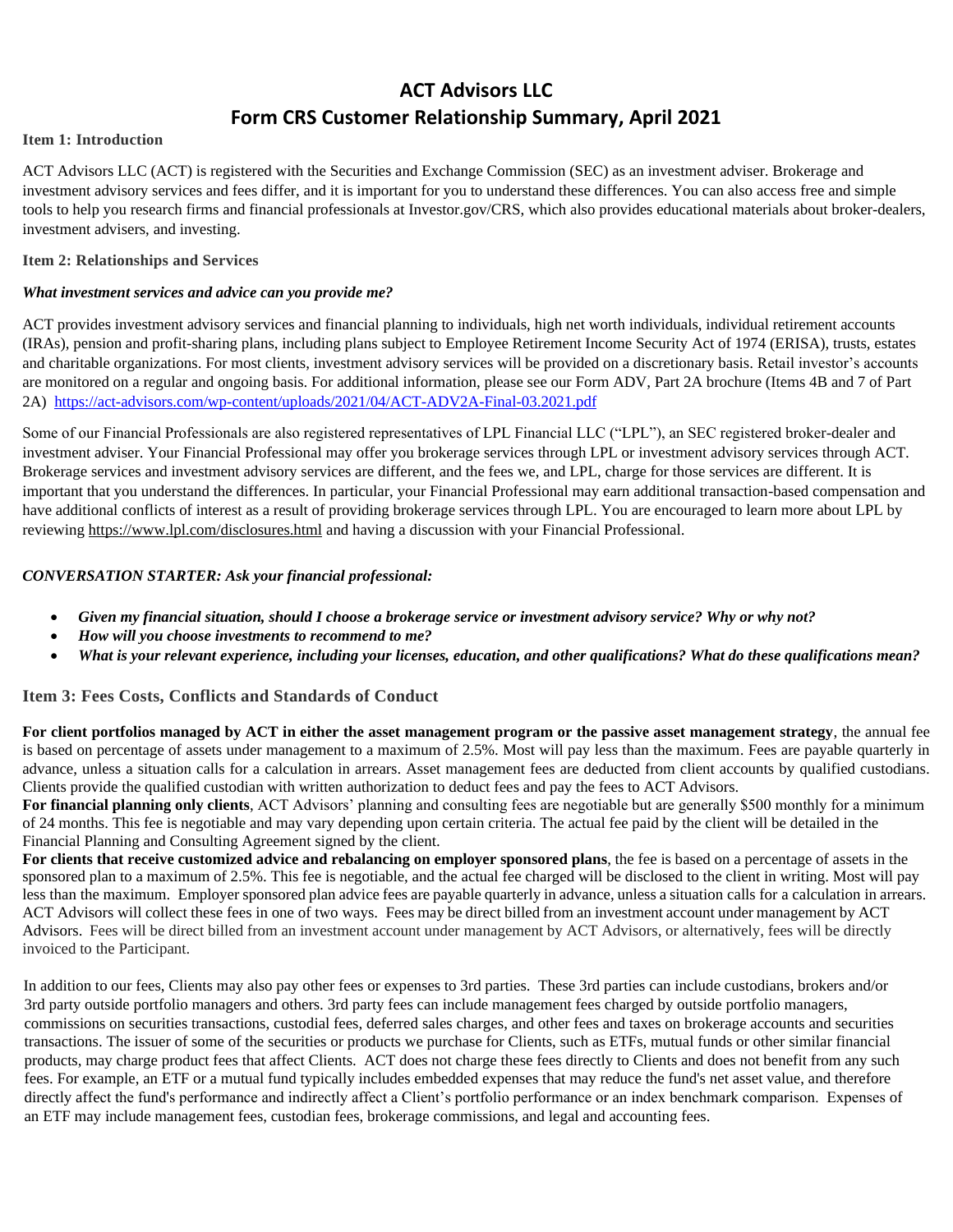# ACT Advisors LLC

## Form CRS Customer Relationship Summary, April 2021

### Item 1: Introduction

ACT Advisors LLC (ACT) is registered with the Securities and Exchange Commission (SEC) as an investment adviser. Brokerage and investment advisory services and fees differ, and it is important for you to understand these differences. You can also access free and simple tools to help you research firms and financial professionals at Investor.gov/CRS, which also provides educational materials about broker-dealers, investment advisers, and investing.

### Item 2: Relationships and Services

***What investment services and advice can you provide me?***

ACT provides investment advisory services and financial planning to individuals, high net worth individuals, individual retirement accounts (IRAs), pension and profit-sharing plans, including plans subject to Employee Retirement Income Security Act of 1974 (ERISA), trusts, estates and charitable organizations. For most clients, investment advisory services will be provided on a discretionary basis. Retail investor's accounts are monitored on a regular and ongoing basis. For additional information, please see our Form ADV, Part 2A brochure (Items 4B and 7 of Part 2A) https://act-advisors.com/wp-content/uploads/2021/04/ACT-ADV2A-Final-03.2021.pdf

Some of our Financial Professionals are also registered representatives of LPL Financial LLC ("LPL"), an SEC registered broker-dealer and investment adviser. Your Financial Professional may offer you brokerage services through LPL or investment advisory services through ACT. Brokerage services and investment advisory services are different, and the fees we, and LPL, charge for those services are different. It is important that you understand the differences. In particular, your Financial Professional may earn additional transaction-based compensation and have additional conflicts of interest as a result of providing brokerage services through LPL. You are encouraged to learn more about LPL by reviewing https://www.lpl.com/disclosures.html and having a discussion with your Financial Professional.

***CONVERSATION STARTER: Ask your financial professional:***

- ***Given my financial situation, should I choose a brokerage service or investment advisory service? Why or why not?***
- ***How will you choose investments to recommend to me?***
- ***What is your relevant experience, including your licenses, education, and other qualifications? What do these qualifications mean?***

### Item 3: Fees Costs, Conflicts and Standards of Conduct

**For client portfolios managed by ACT in either the asset management program or the passive asset management strategy**, the annual fee is based on percentage of assets under management to a maximum of 2.5%. Most will pay less than the maximum. Fees are payable quarterly in advance, unless a situation calls for a calculation in arrears. Asset management fees are deducted from client accounts by qualified custodians. Clients provide the qualified custodian with written authorization to deduct fees and pay the fees to ACT Advisors.

**For financial planning only clients**, ACT Advisors' planning and consulting fees are negotiable but are generally $500 monthly for a minimum of 24 months. This fee is negotiable and may vary depending upon certain criteria. The actual fee paid by the client will be detailed in the Financial Planning and Consulting Agreement signed by the client.

**For clients that receive customized advice and rebalancing on employer sponsored plans**, the fee is based on a percentage of assets in the sponsored plan to a maximum of 2.5%. This fee is negotiable, and the actual fee charged will be disclosed to the client in writing. Most will pay less than the maximum. Employer sponsored plan advice fees are payable quarterly in advance, unless a situation calls for a calculation in arrears. ACT Advisors will collect these fees in one of two ways. Fees may be direct billed from an investment account under management by ACT Advisors. Fees will be direct billed from an investment account under management by ACT Advisors, or alternatively, fees will be directly invoiced to the Participant.

In addition to our fees, Clients may also pay other fees or expenses to 3rd parties. These 3rd parties can include custodians, brokers and/or 3rd party outside portfolio managers and others. 3rd party fees can include management fees charged by outside portfolio managers, commissions on securities transactions, custodial fees, deferred sales charges, and other fees and taxes on brokerage accounts and securities transactions. The issuer of some of the securities or products we purchase for Clients, such as ETFs, mutual funds or other similar financial products, may charge product fees that affect Clients. ACT does not charge these fees directly to Clients and does not benefit from any such fees. For example, an ETF or a mutual fund typically includes embedded expenses that may reduce the fund's net asset value, and therefore directly affect the fund's performance and indirectly affect a Client's portfolio performance or an index benchmark comparison. Expenses of an ETF may include management fees, custodian fees, brokerage commissions, and legal and accounting fees.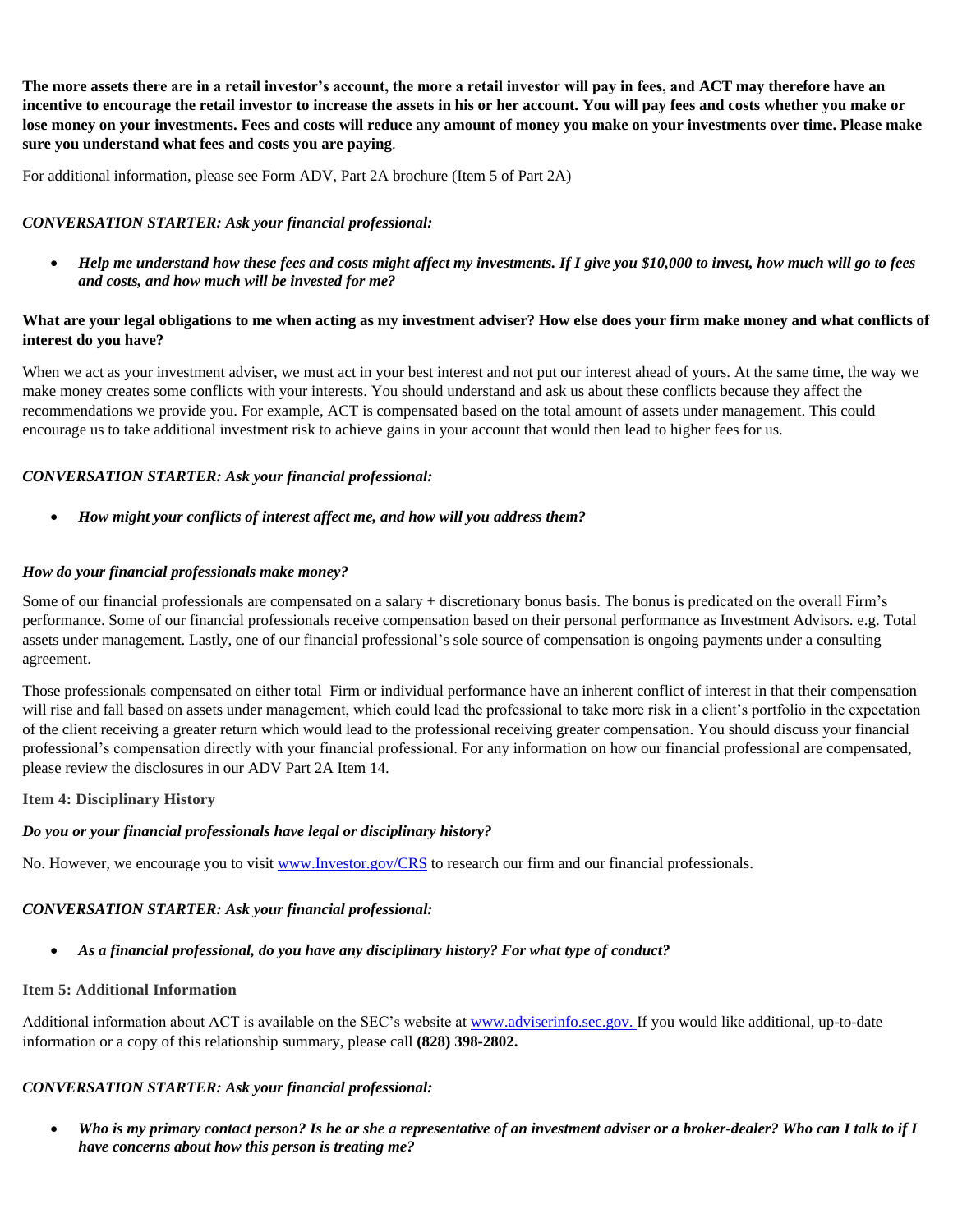**The more assets there are in a retail investor's account, the more a retail investor will pay in fees, and ACT may therefore have an incentive to encourage the retail investor to increase the assets in his or her account. You will pay fees and costs whether you make or lose money on your investments. Fees and costs will reduce any amount of money you make on your investments over time. Please make sure you understand what fees and costs you are paying**.

For additional information, please see Form ADV, Part 2A brochure (Item 5 of Part 2A)

***CONVERSATION STARTER: Ask your financial professional:***

- ***Help me understand how these fees and costs might affect my investments. If I give you $10,000 to invest, how much will go to fees and costs, and how much will be invested for me?***

**What are your legal obligations to me when acting as my investment adviser? How else does your firm make money and what conflicts of interest do you have?**

When we act as your investment adviser, we must act in your best interest and not put our interest ahead of yours. At the same time, the way we make money creates some conflicts with your interests. You should understand and ask us about these conflicts because they affect the recommendations we provide you. For example, ACT is compensated based on the total amount of assets under management. This could encourage us to take additional investment risk to achieve gains in your account that would then lead to higher fees for us.

***CONVERSATION STARTER: Ask your financial professional:***

- ***How might your conflicts of interest affect me, and how will you address them?***

***How do your financial professionals make money?***

Some of our financial professionals are compensated on a salary + discretionary bonus basis. The bonus is predicated on the overall Firm's performance. Some of our financial professionals receive compensation based on their personal performance as Investment Advisors. e.g. Total assets under management. Lastly, one of our financial professional's sole source of compensation is ongoing payments under a consulting agreement.

Those professionals compensated on either total Firm or individual performance have an inherent conflict of interest in that their compensation will rise and fall based on assets under management, which could lead the professional to take more risk in a client's portfolio in the expectation of the client receiving a greater return which would lead to the professional receiving greater compensation. You should discuss your financial professional's compensation directly with your financial professional. For any information on how our financial professional are compensated, please review the disclosures in our ADV Part 2A Item 14.

## Item 4: Disciplinary History

***Do you or your financial professionals have legal or disciplinary history?***

No. However, we encourage you to visit www.Investor.gov/CRS to research our firm and our financial professionals.

***CONVERSATION STARTER: Ask your financial professional:***

- ***As a financial professional, do you have any disciplinary history? For what type of conduct?***

## Item 5: Additional Information

Additional information about ACT is available on the SEC's website at www.adviserinfo.sec.gov. If you would like additional, up-to-date information or a copy of this relationship summary, please call **(828) 398-2802.**

***CONVERSATION STARTER: Ask your financial professional:***

- ***Who is my primary contact person? Is he or she a representative of an investment adviser or a broker-dealer? Who can I talk to if I have concerns about how this person is treating me?***